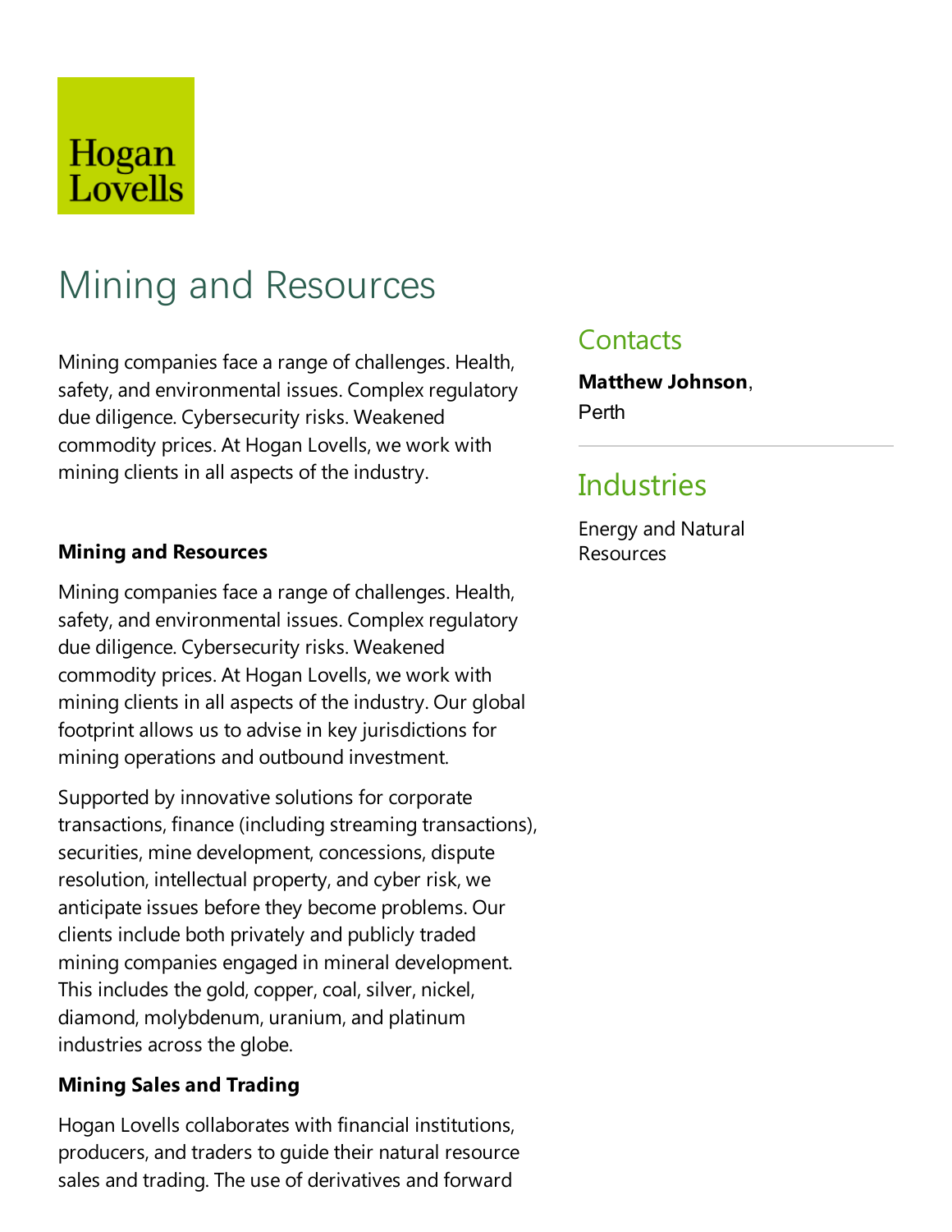Hogan
Lovells

# Mining and Resources

Mining companies face a range of challenges. Health, safety, and environmental issues. Complex regulatory due diligence. Cybersecurity risks. Weakened commodity prices. At Hogan Lovells, we work with mining clients in all aspects of the industry.

## Contacts

**Matthew Johnson**, Perth

## Industries

Energy and Natural Resources

### Mining and Resources

Mining companies face a range of challenges. Health, safety, and environmental issues. Complex regulatory due diligence. Cybersecurity risks. Weakened commodity prices. At Hogan Lovells, we work with mining clients in all aspects of the industry. Our global footprint allows us to advise in key jurisdictions for mining operations and outbound investment.

Supported by innovative solutions for corporate transactions, finance (including streaming transactions), securities, mine development, concessions, dispute resolution, intellectual property, and cyber risk, we anticipate issues before they become problems. Our clients include both privately and publicly traded mining companies engaged in mineral development. This includes the gold, copper, coal, silver, nickel, diamond, molybdenum, uranium, and platinum industries across the globe.

### Mining Sales and Trading

Hogan Lovells collaborates with financial institutions, producers, and traders to guide their natural resource sales and trading. The use of derivatives and forward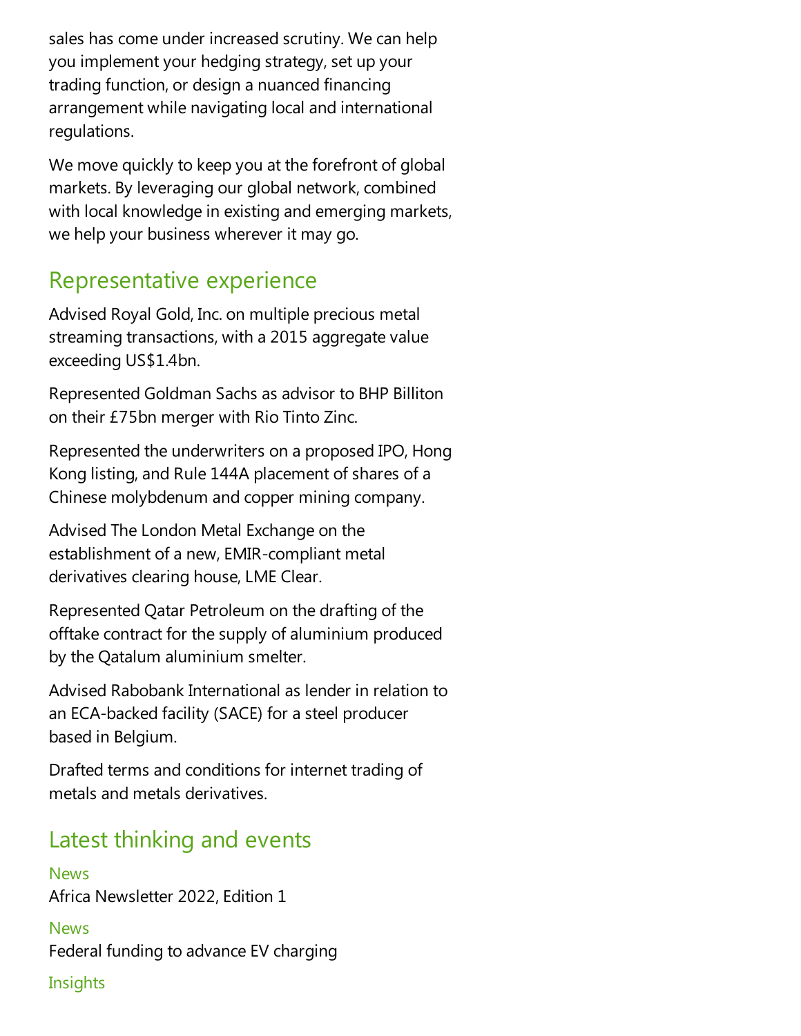sales has come under increased scrutiny. We can help you implement your hedging strategy, set up your trading function, or design a nuanced financing arrangement while navigating local and international regulations.

We move quickly to keep you at the forefront of global markets. By leveraging our global network, combined with local knowledge in existing and emerging markets, we help your business wherever it may go.

## Representative experience

Advised Royal Gold, Inc. on multiple precious metal streaming transactions, with a 2015 aggregate value exceeding US$1.4bn.

Represented Goldman Sachs as advisor to BHP Billiton on their £75bn merger with Rio Tinto Zinc.

Represented the underwriters on a proposed IPO, Hong Kong listing, and Rule 144A placement of shares of a Chinese molybdenum and copper mining company.

Advised The London Metal Exchange on the establishment of a new, EMIR-compliant metal derivatives clearing house, LME Clear.

Represented Qatar Petroleum on the drafting of the offtake contract for the supply of aluminium produced by the Qatalum aluminium smelter.

Advised Rabobank International as lender in relation to an ECA-backed facility (SACE) for a steel producer based in Belgium.

Drafted terms and conditions for internet trading of metals and metals derivatives.

## Latest thinking and events

News
Africa Newsletter 2022, Edition 1

News
Federal funding to advance EV charging

Insights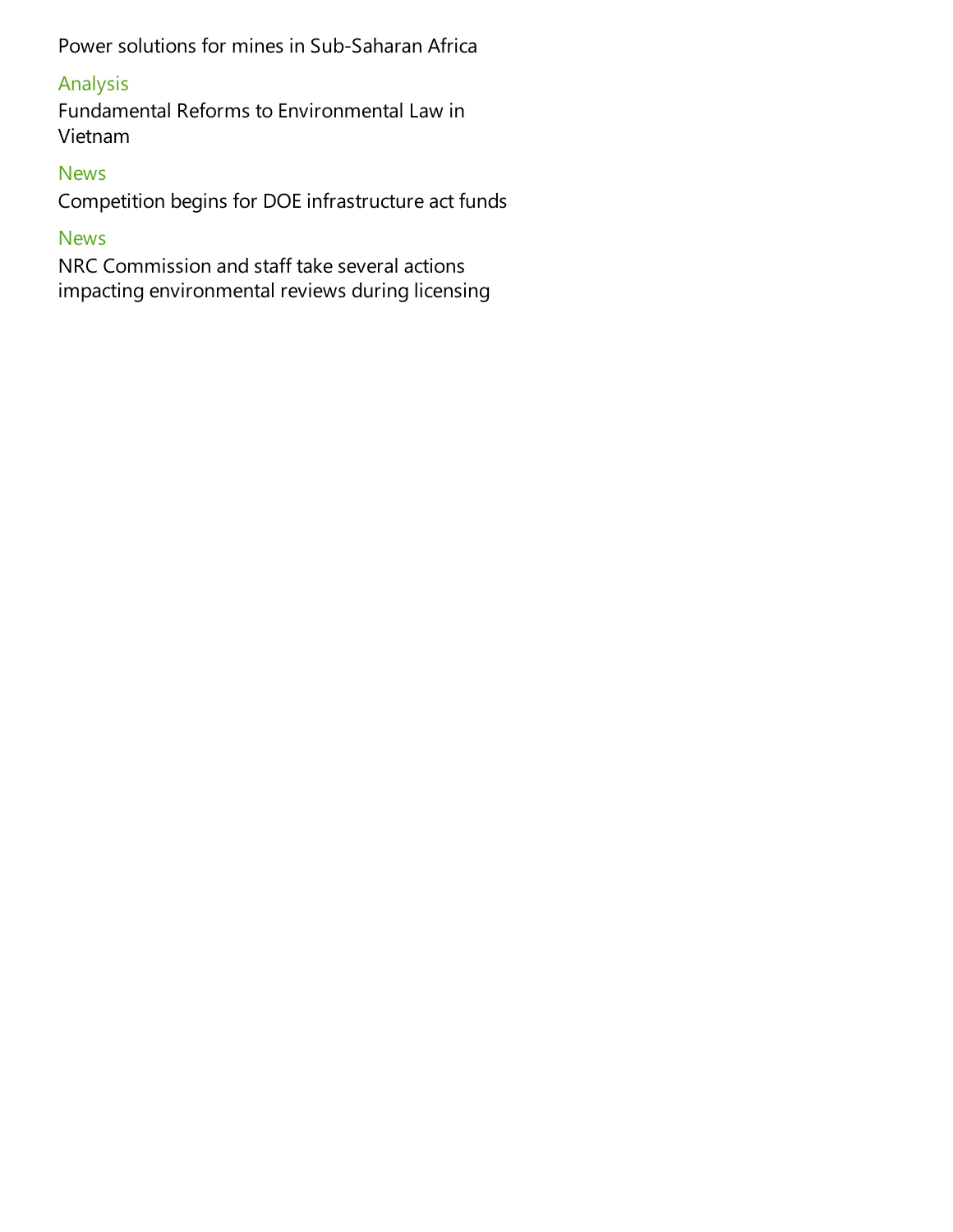Power solutions for mines in Sub-Saharan Africa

Analysis

Fundamental Reforms to Environmental Law in Vietnam

News

Competition begins for DOE infrastructure act funds

News

NRC Commission and staff take several actions impacting environmental reviews during licensing